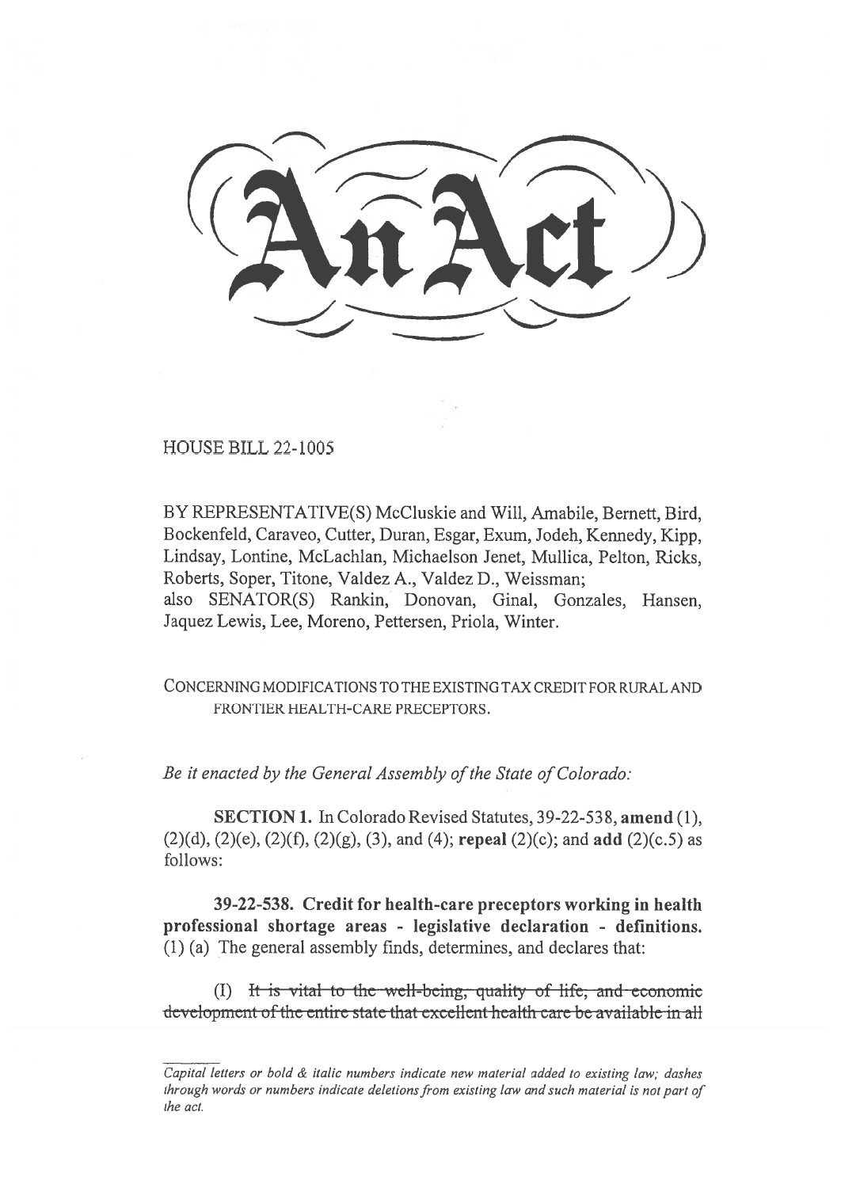# An Act

HOUSE BILL 22-1005

BY REPRESENTATIVE(S) McCluskie and Will, Amabile, Bernett, Bird, Bockenfeld, Caraveo, Cutter, Duran, Esgar, Exum, Jodeh, Kennedy, Kipp, Lindsay, Lontine, McLachlan, Michaelson Jenet, Mullica, Pelton, Ricks, Roberts, Soper, Titone, Valdez A., Valdez D., Weissman;
also SENATOR(S) Rankin, Donovan, Ginal, Gonzales, Hansen, Jaquez Lewis, Lee, Moreno, Pettersen, Priola, Winter.

CONCERNING MODIFICATIONS TO THE EXISTING TAX CREDIT FOR RURAL AND FRONTIER HEALTH-CARE PRECEPTORS.

*Be it enacted by the General Assembly of the State of Colorado:*

**SECTION 1.** In Colorado Revised Statutes, 39-22-538, **amend** (1), (2)(d), (2)(e), (2)(f), (2)(g), (3), and (4); **repeal** (2)(c); and **add** (2)(c.5) as follows:

**39-22-538. Credit for health-care preceptors working in health professional shortage areas - legislative declaration - definitions.** (1) (a) The general assembly finds, determines, and declares that:

(I) ~~It is vital to the well-being, quality of life, and economic development of the entire state that excellent health care be available in all~~

*Capital letters or bold & italic numbers indicate new material added to existing law; dashes through words or numbers indicate deletions from existing law and such material is not part of the act.*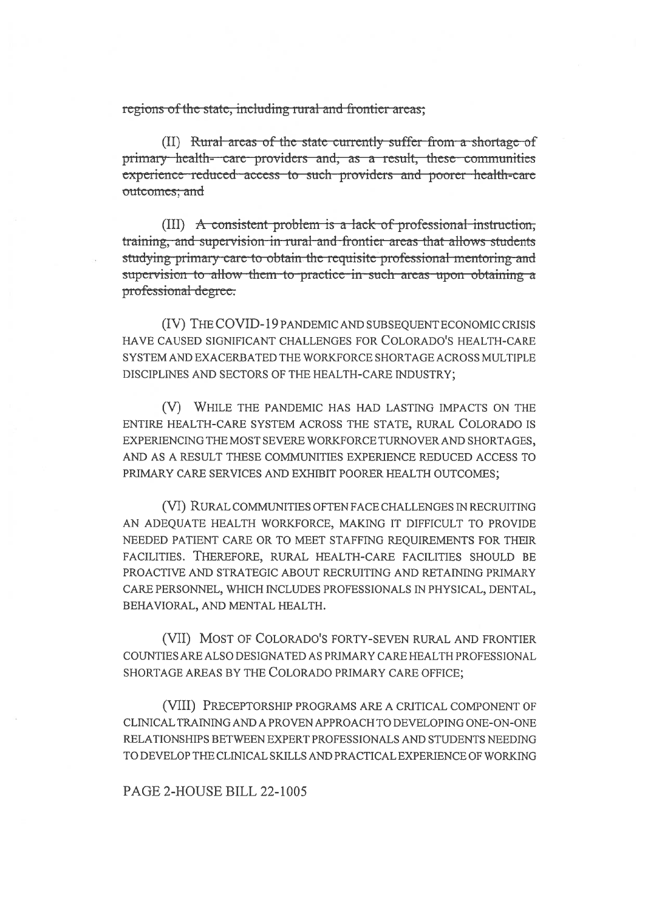~~regions of the state, including rural and frontier areas;~~

(II) ~~Rural areas of the state currently suffer from a shortage of primary health- care providers and, as a result, these communities experience reduced access to such providers and poorer health-care outcomes; and~~

(III) ~~A consistent problem is a lack of professional instruction, training, and supervision in rural and frontier areas that allows students studying primary care to obtain the requisite professional mentoring and supervision to allow them to practice in such areas upon obtaining a professional degree.~~

(IV) THE COVID-19 PANDEMIC AND SUBSEQUENT ECONOMIC CRISIS HAVE CAUSED SIGNIFICANT CHALLENGES FOR COLORADO'S HEALTH-CARE SYSTEM AND EXACERBATED THE WORKFORCE SHORTAGE ACROSS MULTIPLE DISCIPLINES AND SECTORS OF THE HEALTH-CARE INDUSTRY;

(V) WHILE THE PANDEMIC HAS HAD LASTING IMPACTS ON THE ENTIRE HEALTH-CARE SYSTEM ACROSS THE STATE, RURAL COLORADO IS EXPERIENCING THE MOST SEVERE WORKFORCE TURNOVER AND SHORTAGES, AND AS A RESULT THESE COMMUNITIES EXPERIENCE REDUCED ACCESS TO PRIMARY CARE SERVICES AND EXHIBIT POORER HEALTH OUTCOMES;

(VI) RURAL COMMUNITIES OFTEN FACE CHALLENGES IN RECRUITING AN ADEQUATE HEALTH WORKFORCE, MAKING IT DIFFICULT TO PROVIDE NEEDED PATIENT CARE OR TO MEET STAFFING REQUIREMENTS FOR THEIR FACILITIES. THEREFORE, RURAL HEALTH-CARE FACILITIES SHOULD BE PROACTIVE AND STRATEGIC ABOUT RECRUITING AND RETAINING PRIMARY CARE PERSONNEL, WHICH INCLUDES PROFESSIONALS IN PHYSICAL, DENTAL, BEHAVIORAL, AND MENTAL HEALTH.

(VII) MOST OF COLORADO'S FORTY-SEVEN RURAL AND FRONTIER COUNTIES ARE ALSO DESIGNATED AS PRIMARY CARE HEALTH PROFESSIONAL SHORTAGE AREAS BY THE COLORADO PRIMARY CARE OFFICE;

(VIII) PRECEPTORSHIP PROGRAMS ARE A CRITICAL COMPONENT OF CLINICAL TRAINING AND A PROVEN APPROACH TO DEVELOPING ONE-ON-ONE RELATIONSHIPS BETWEEN EXPERT PROFESSIONALS AND STUDENTS NEEDING TO DEVELOP THE CLINICAL SKILLS AND PRACTICAL EXPERIENCE OF WORKING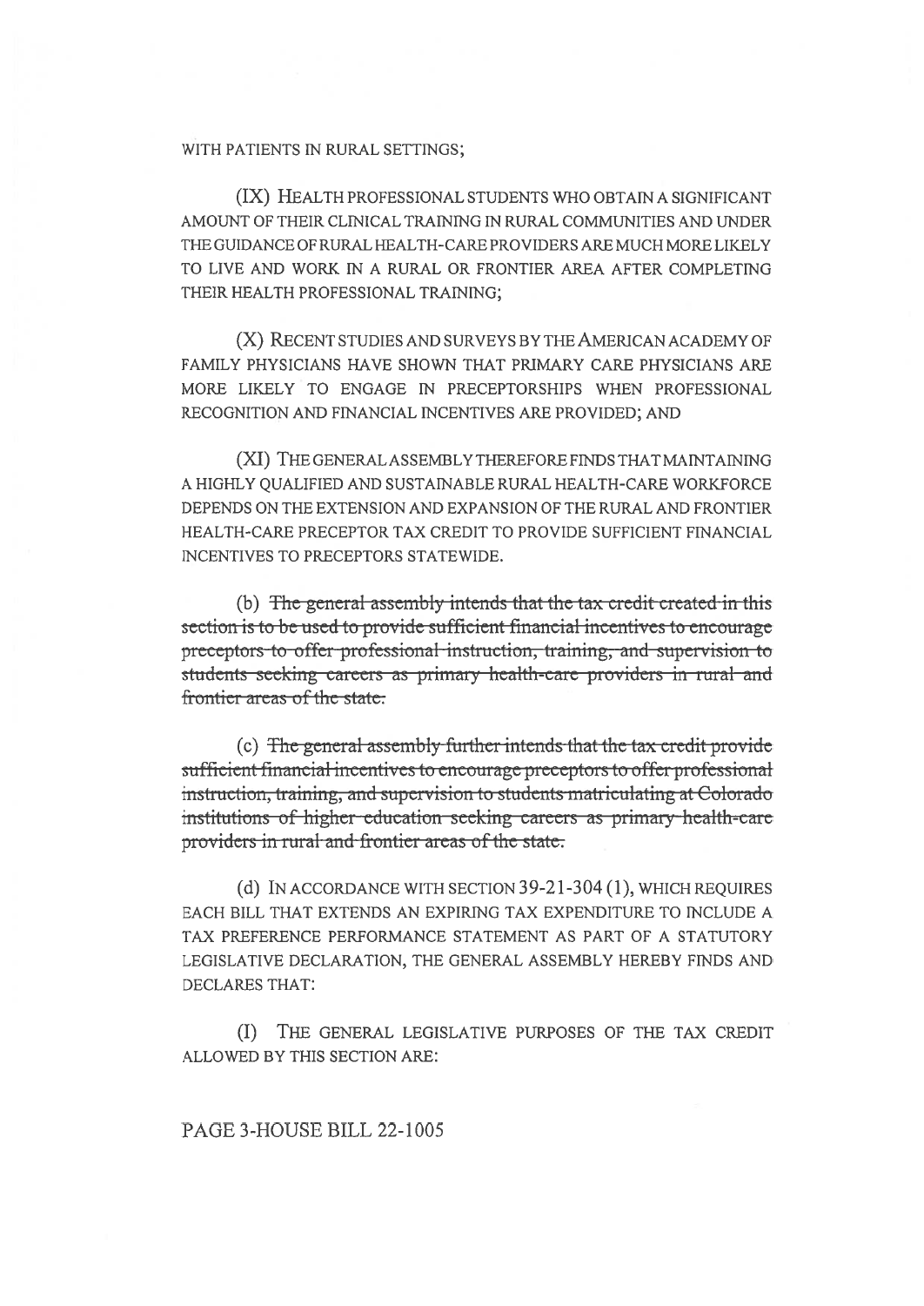WITH PATIENTS IN RURAL SETTINGS;

(IX) HEALTH PROFESSIONAL STUDENTS WHO OBTAIN A SIGNIFICANT AMOUNT OF THEIR CLINICAL TRAINING IN RURAL COMMUNITIES AND UNDER THE GUIDANCE OF RURAL HEALTH-CARE PROVIDERS ARE MUCH MORE LIKELY TO LIVE AND WORK IN A RURAL OR FRONTIER AREA AFTER COMPLETING THEIR HEALTH PROFESSIONAL TRAINING;

(X) RECENT STUDIES AND SURVEYS BY THE AMERICAN ACADEMY OF FAMILY PHYSICIANS HAVE SHOWN THAT PRIMARY CARE PHYSICIANS ARE MORE LIKELY TO ENGAGE IN PRECEPTORSHIPS WHEN PROFESSIONAL RECOGNITION AND FINANCIAL INCENTIVES ARE PROVIDED; AND

(XI) THE GENERAL ASSEMBLY THEREFORE FINDS THAT MAINTAINING A HIGHLY QUALIFIED AND SUSTAINABLE RURAL HEALTH-CARE WORKFORCE DEPENDS ON THE EXTENSION AND EXPANSION OF THE RURAL AND FRONTIER HEALTH-CARE PRECEPTOR TAX CREDIT TO PROVIDE SUFFICIENT FINANCIAL INCENTIVES TO PRECEPTORS STATEWIDE.

(b) ~~The general assembly intends that the tax credit created in this section is to be used to provide sufficient financial incentives to encourage preceptors to offer professional instruction, training, and supervision to students seeking careers as primary health-care providers in rural and frontier areas of the state.~~

(c) ~~The general assembly further intends that the tax credit provide sufficient financial incentives to encourage preceptors to offer professional instruction, training, and supervision to students matriculating at Colorado institutions of higher education seeking careers as primary health-care providers in rural and frontier areas of the state.~~

(d) IN ACCORDANCE WITH SECTION 39-21-304 (1), WHICH REQUIRES EACH BILL THAT EXTENDS AN EXPIRING TAX EXPENDITURE TO INCLUDE A TAX PREFERENCE PERFORMANCE STATEMENT AS PART OF A STATUTORY LEGISLATIVE DECLARATION, THE GENERAL ASSEMBLY HEREBY FINDS AND DECLARES THAT:

(I) THE GENERAL LEGISLATIVE PURPOSES OF THE TAX CREDIT ALLOWED BY THIS SECTION ARE:

PAGE 3-HOUSE BILL 22-1005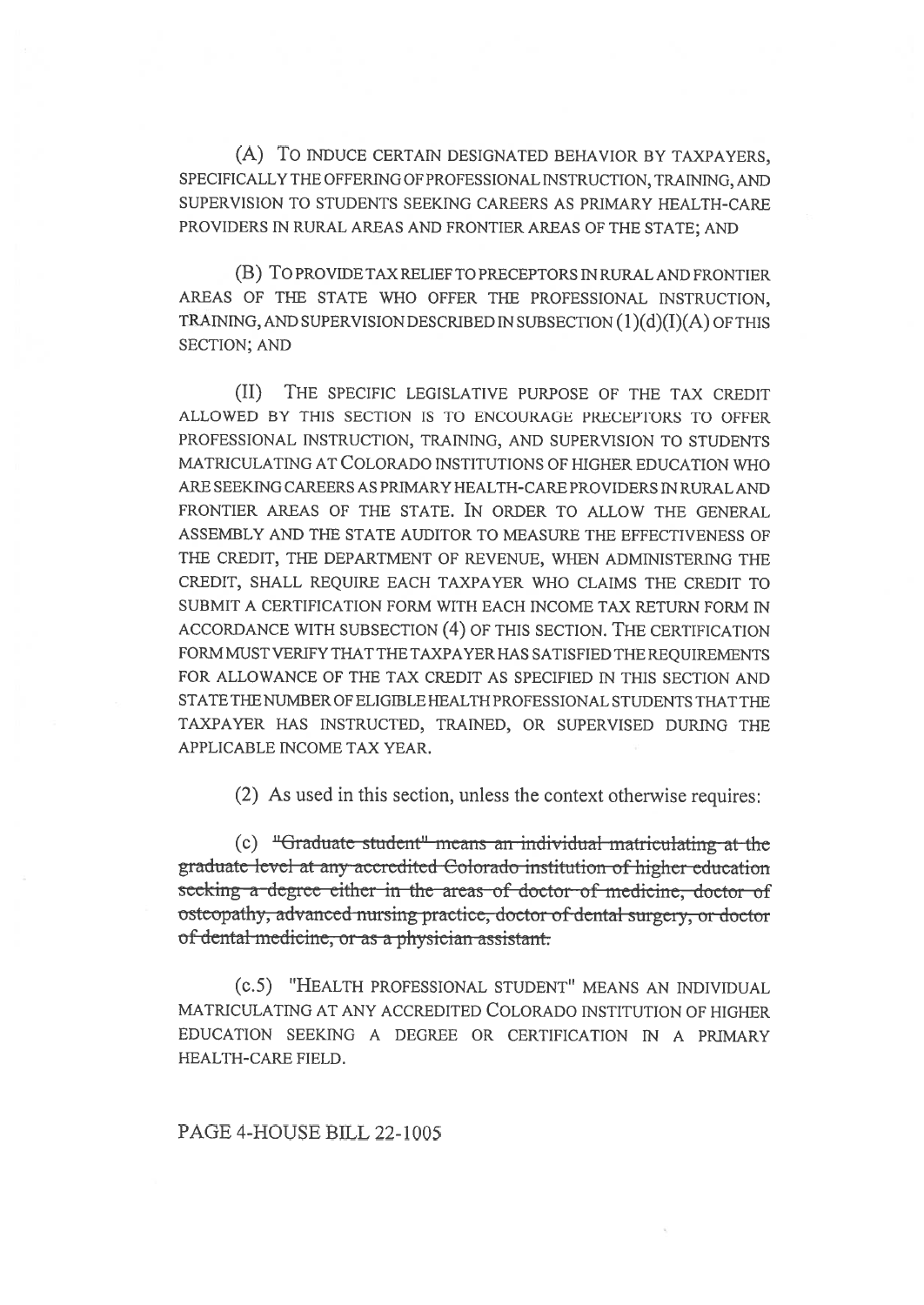(A) TO INDUCE CERTAIN DESIGNATED BEHAVIOR BY TAXPAYERS, SPECIFICALLY THE OFFERING OF PROFESSIONAL INSTRUCTION, TRAINING, AND SUPERVISION TO STUDENTS SEEKING CAREERS AS PRIMARY HEALTH-CARE PROVIDERS IN RURAL AREAS AND FRONTIER AREAS OF THE STATE; AND

(B) TO PROVIDE TAX RELIEF TO PRECEPTORS IN RURAL AND FRONTIER AREAS OF THE STATE WHO OFFER THE PROFESSIONAL INSTRUCTION, TRAINING, AND SUPERVISION DESCRIBED IN SUBSECTION (1)(d)(I)(A) OF THIS SECTION; AND

(II) THE SPECIFIC LEGISLATIVE PURPOSE OF THE TAX CREDIT ALLOWED BY THIS SECTION IS TO ENCOURAGE PRECEPTORS TO OFFER PROFESSIONAL INSTRUCTION, TRAINING, AND SUPERVISION TO STUDENTS MATRICULATING AT COLORADO INSTITUTIONS OF HIGHER EDUCATION WHO ARE SEEKING CAREERS AS PRIMARY HEALTH-CARE PROVIDERS IN RURAL AND FRONTIER AREAS OF THE STATE. IN ORDER TO ALLOW THE GENERAL ASSEMBLY AND THE STATE AUDITOR TO MEASURE THE EFFECTIVENESS OF THE CREDIT, THE DEPARTMENT OF REVENUE, WHEN ADMINISTERING THE CREDIT, SHALL REQUIRE EACH TAXPAYER WHO CLAIMS THE CREDIT TO SUBMIT A CERTIFICATION FORM WITH EACH INCOME TAX RETURN FORM IN ACCORDANCE WITH SUBSECTION (4) OF THIS SECTION. THE CERTIFICATION FORM MUST VERIFY THAT THE TAXPAYER HAS SATISFIED THE REQUIREMENTS FOR ALLOWANCE OF THE TAX CREDIT AS SPECIFIED IN THIS SECTION AND STATE THE NUMBER OF ELIGIBLE HEALTH PROFESSIONAL STUDENTS THAT THE TAXPAYER HAS INSTRUCTED, TRAINED, OR SUPERVISED DURING THE APPLICABLE INCOME TAX YEAR.

(2) As used in this section, unless the context otherwise requires:

(c) ~~"Graduate student" means an individual matriculating at the graduate level at any accredited Colorado institution of higher education seeking a degree either in the areas of doctor of medicine, doctor of osteopathy, advanced nursing practice, doctor of dental surgery, or doctor of dental medicine, or as a physician assistant.~~

(c.5) "HEALTH PROFESSIONAL STUDENT" MEANS AN INDIVIDUAL MATRICULATING AT ANY ACCREDITED COLORADO INSTITUTION OF HIGHER EDUCATION SEEKING A DEGREE OR CERTIFICATION IN A PRIMARY HEALTH-CARE FIELD.

PAGE 4-HOUSE BILL 22-1005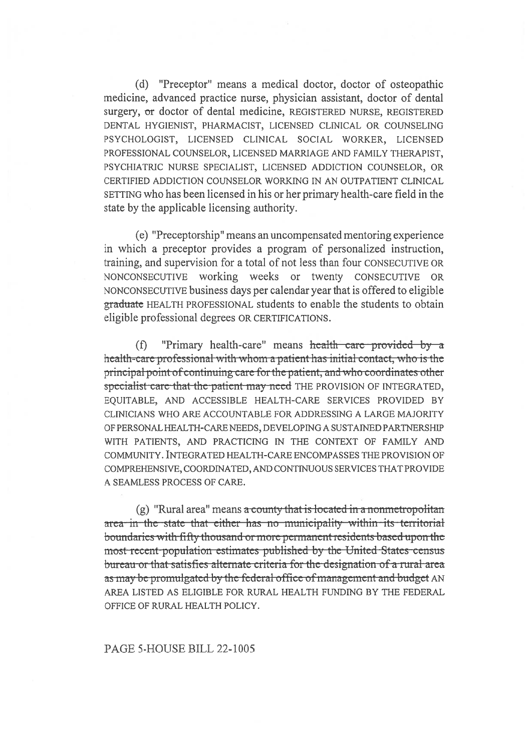(d) "Preceptor" means a medical doctor, doctor of osteopathic medicine, advanced practice nurse, physician assistant, doctor of dental surgery, ~~or~~ doctor of dental medicine, REGISTERED NURSE, REGISTERED DENTAL HYGIENIST, PHARMACIST, LICENSED CLINICAL OR COUNSELING PSYCHOLOGIST, LICENSED CLINICAL SOCIAL WORKER, LICENSED PROFESSIONAL COUNSELOR, LICENSED MARRIAGE AND FAMILY THERAPIST, PSYCHIATRIC NURSE SPECIALIST, LICENSED ADDICTION COUNSELOR, OR CERTIFIED ADDICTION COUNSELOR WORKING IN AN OUTPATIENT CLINICAL SETTING who has been licensed in his or her primary health-care field in the state by the applicable licensing authority.

(e) "Preceptorship" means an uncompensated mentoring experience in which a preceptor provides a program of personalized instruction, training, and supervision for a total of not less than four CONSECUTIVE OR NONCONSECUTIVE working weeks or twenty CONSECUTIVE OR NONCONSECUTIVE business days per calendar year that is offered to eligible ~~graduate~~ HEALTH PROFESSIONAL students to enable the students to obtain eligible professional degrees OR CERTIFICATIONS.

(f) "Primary health-care" means ~~health care provided by a health-care professional with whom a patient has initial contact, who is the principal point of continuing care for the patient, and who coordinates other specialist care that the patient may need~~ THE PROVISION OF INTEGRATED, EQUITABLE, AND ACCESSIBLE HEALTH-CARE SERVICES PROVIDED BY CLINICIANS WHO ARE ACCOUNTABLE FOR ADDRESSING A LARGE MAJORITY OF PERSONAL HEALTH-CARE NEEDS, DEVELOPING A SUSTAINED PARTNERSHIP WITH PATIENTS, AND PRACTICING IN THE CONTEXT OF FAMILY AND COMMUNITY. INTEGRATED HEALTH-CARE ENCOMPASSES THE PROVISION OF COMPREHENSIVE, COORDINATED, AND CONTINUOUS SERVICES THAT PROVIDE A SEAMLESS PROCESS OF CARE.

(g) "Rural area" means ~~a county that is located in a nonmetropolitan area in the state that either has no municipality within its territorial boundaries with fifty thousand or more permanent residents based upon the most recent population estimates published by the United States census bureau or that satisfies alternate criteria for the designation of a rural area as may be promulgated by the federal office of management and budget~~ AN AREA LISTED AS ELIGIBLE FOR RURAL HEALTH FUNDING BY THE FEDERAL OFFICE OF RURAL HEALTH POLICY.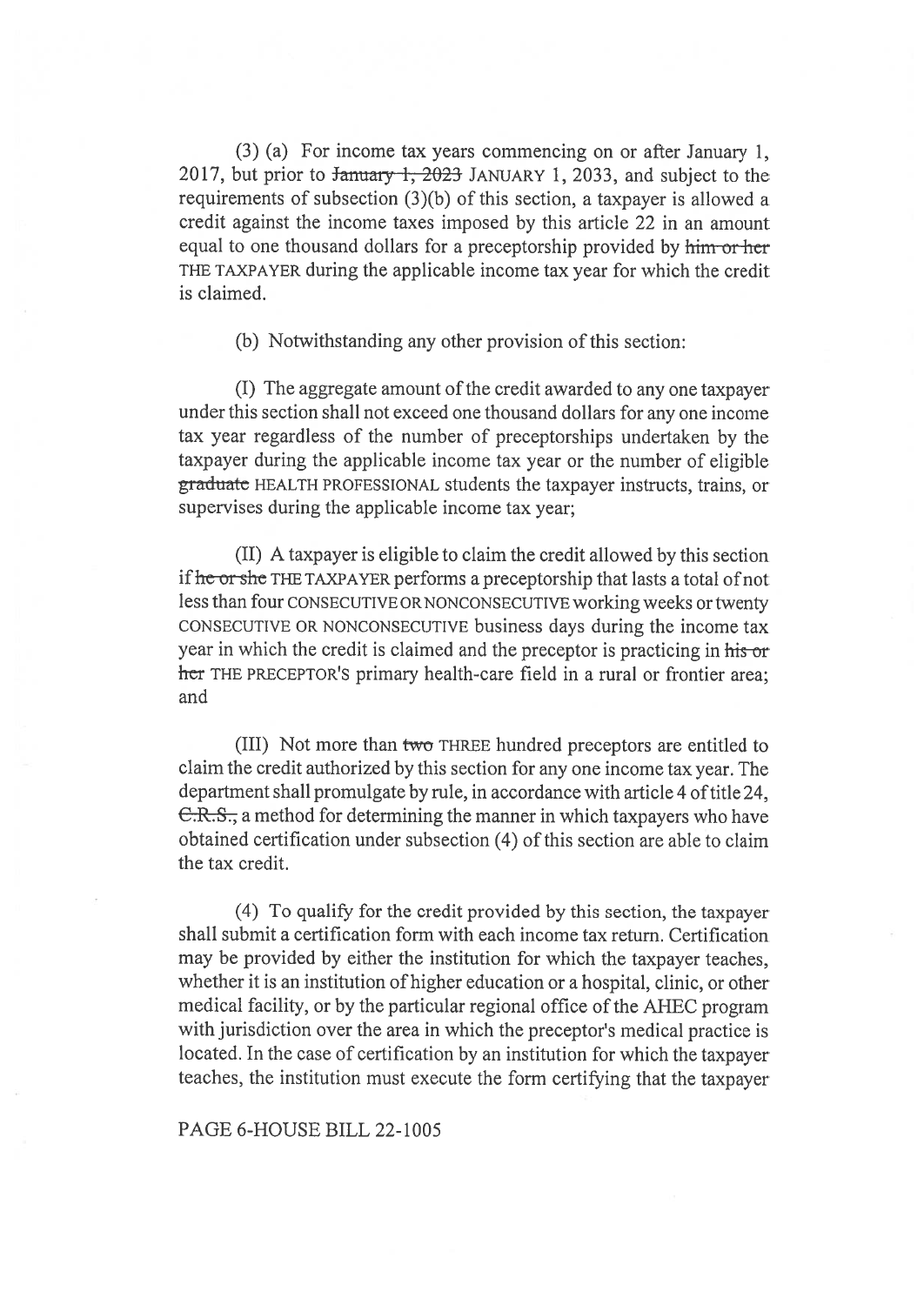(3) (a) For income tax years commencing on or after January 1, 2017, but prior to ~~January 1, 2023~~ JANUARY 1, 2033, and subject to the requirements of subsection (3)(b) of this section, a taxpayer is allowed a credit against the income taxes imposed by this article 22 in an amount equal to one thousand dollars for a preceptorship provided by ~~him or her~~ THE TAXPAYER during the applicable income tax year for which the credit is claimed.

(b) Notwithstanding any other provision of this section:

(I) The aggregate amount of the credit awarded to any one taxpayer under this section shall not exceed one thousand dollars for any one income tax year regardless of the number of preceptorships undertaken by the taxpayer during the applicable income tax year or the number of eligible ~~graduate~~ HEALTH PROFESSIONAL students the taxpayer instructs, trains, or supervises during the applicable income tax year;

(II) A taxpayer is eligible to claim the credit allowed by this section if ~~he or she~~ THE TAXPAYER performs a preceptorship that lasts a total of not less than four CONSECUTIVE OR NONCONSECUTIVE working weeks or twenty CONSECUTIVE OR NONCONSECUTIVE business days during the income tax year in which the credit is claimed and the preceptor is practicing in ~~his or her~~ THE PRECEPTOR'S primary health-care field in a rural or frontier area; and

(III) Not more than ~~two~~ THREE hundred preceptors are entitled to claim the credit authorized by this section for any one income tax year. The department shall promulgate by rule, in accordance with article 4 of title 24, ~~C.R.S.,~~ a method for determining the manner in which taxpayers who have obtained certification under subsection (4) of this section are able to claim the tax credit.

(4) To qualify for the credit provided by this section, the taxpayer shall submit a certification form with each income tax return. Certification may be provided by either the institution for which the taxpayer teaches, whether it is an institution of higher education or a hospital, clinic, or other medical facility, or by the particular regional office of the AHEC program with jurisdiction over the area in which the preceptor's medical practice is located. In the case of certification by an institution for which the taxpayer teaches, the institution must execute the form certifying that the taxpayer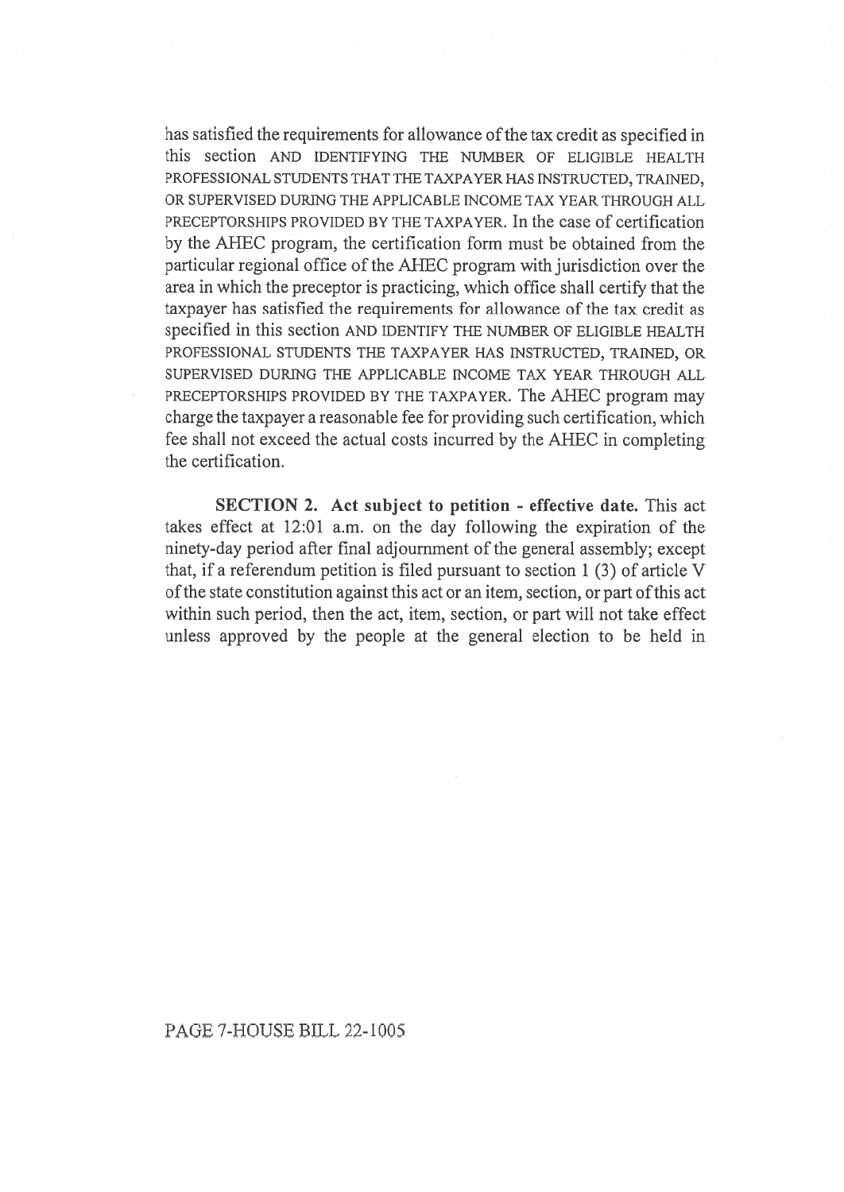has satisfied the requirements for allowance of the tax credit as specified in this section AND IDENTIFYING THE NUMBER OF ELIGIBLE HEALTH PROFESSIONAL STUDENTS THAT THE TAXPAYER HAS INSTRUCTED, TRAINED, OR SUPERVISED DURING THE APPLICABLE INCOME TAX YEAR THROUGH ALL PRECEPTORSHIPS PROVIDED BY THE TAXPAYER. In the case of certification by the AHEC program, the certification form must be obtained from the particular regional office of the AHEC program with jurisdiction over the area in which the preceptor is practicing, which office shall certify that the taxpayer has satisfied the requirements for allowance of the tax credit as specified in this section AND IDENTIFY THE NUMBER OF ELIGIBLE HEALTH PROFESSIONAL STUDENTS THE TAXPAYER HAS INSTRUCTED, TRAINED, OR SUPERVISED DURING THE APPLICABLE INCOME TAX YEAR THROUGH ALL PRECEPTORSHIPS PROVIDED BY THE TAXPAYER. The AHEC program may charge the taxpayer a reasonable fee for providing such certification, which fee shall not exceed the actual costs incurred by the AHEC in completing the certification.

**SECTION 2. Act subject to petition - effective date.** This act takes effect at 12:01 a.m. on the day following the expiration of the ninety-day period after final adjournment of the general assembly; except that, if a referendum petition is filed pursuant to section 1 (3) of article V of the state constitution against this act or an item, section, or part of this act within such period, then the act, item, section, or part will not take effect unless approved by the people at the general election to be held in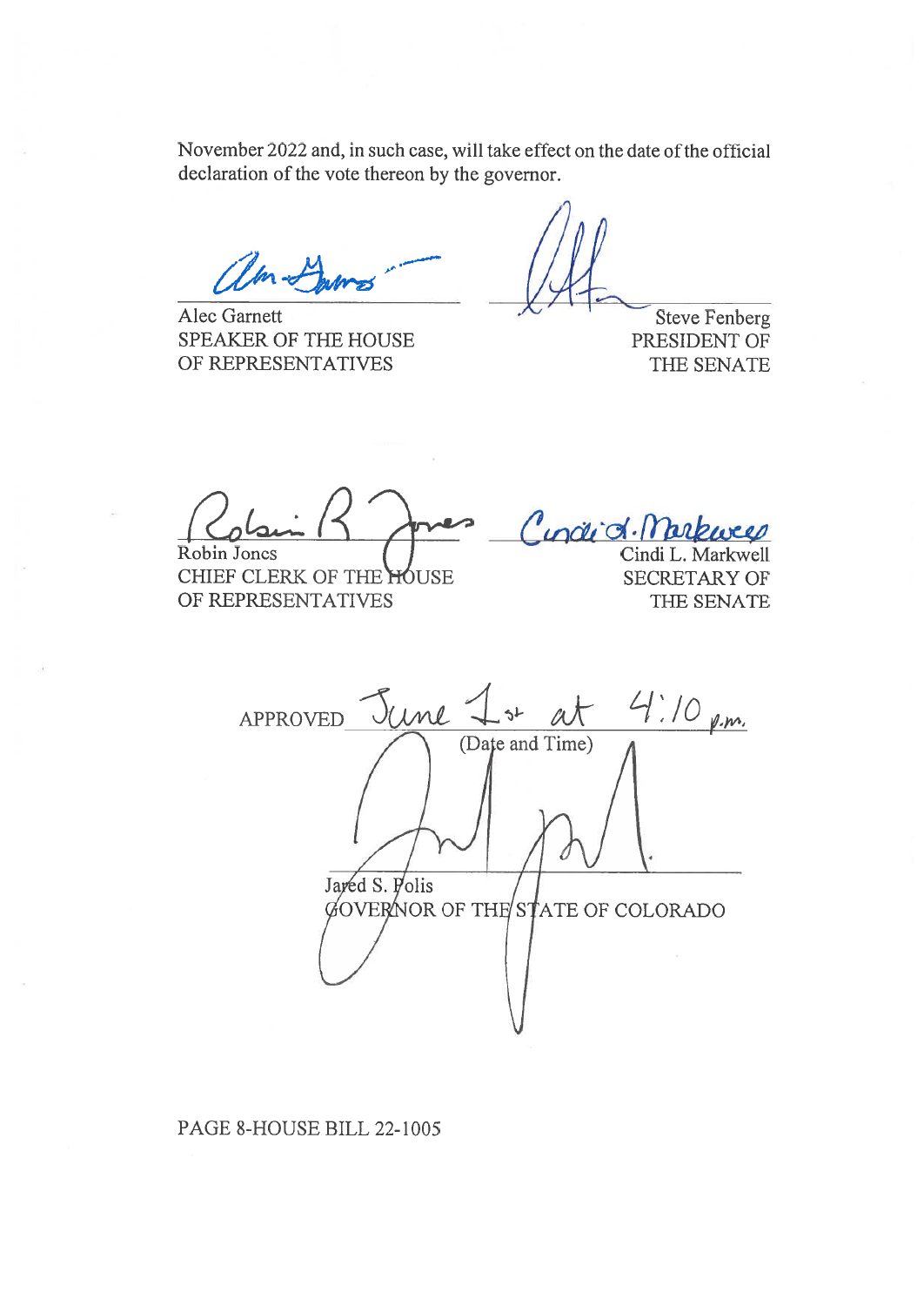November 2022 and, in such case, will take effect on the date of the official declaration of the vote thereon by the governor.

Alec Garnett
SPEAKER OF THE HOUSE
OF REPRESENTATIVES

Steve Fenberg
PRESIDENT OF
THE SENATE

Robin Jones
CHIEF CLERK OF THE HOUSE
OF REPRESENTATIVES

Cindi L. Markwell
SECRETARY OF
THE SENATE

APPROVED June 1st at 4:10 p.m.
(Date and Time)

Jared S. Polis
GOVERNOR OF THE STATE OF COLORADO

PAGE 8-HOUSE BILL 22-1005